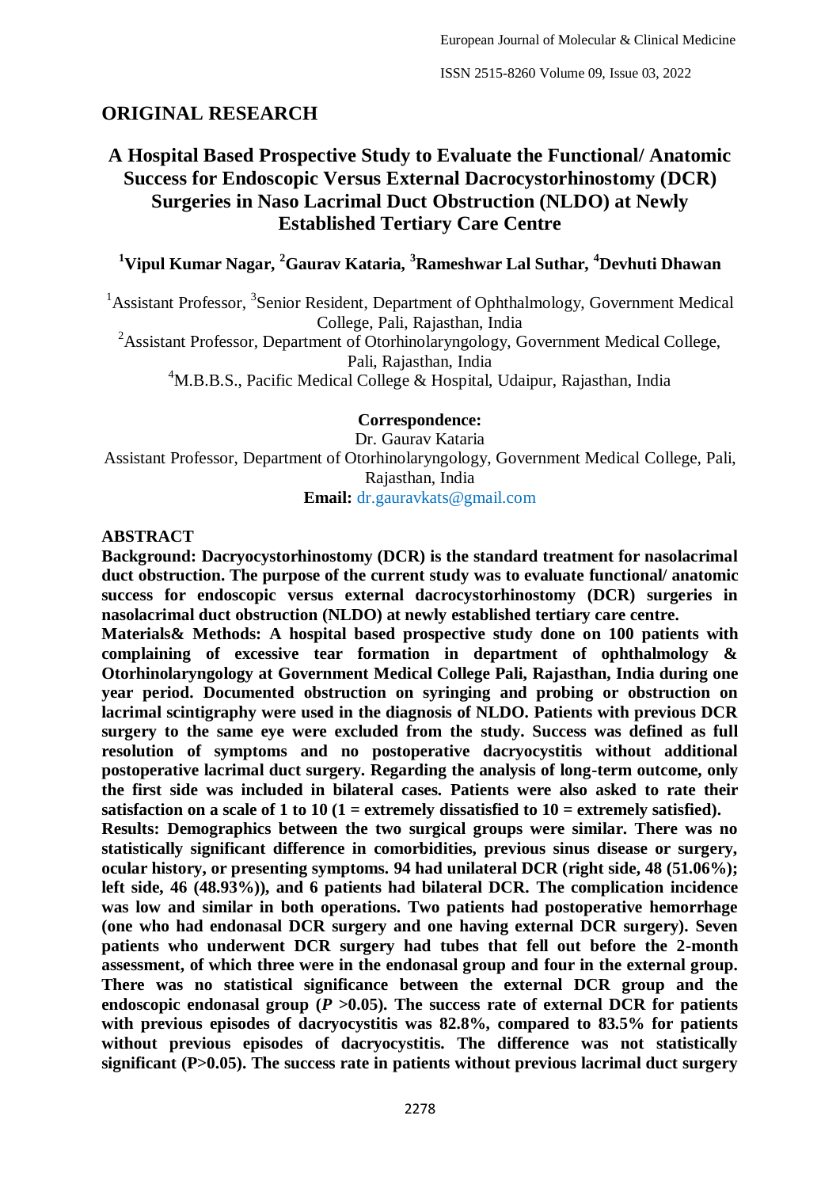## ORIGINAL RESEARCH

# A Hospital Based Prospective Study to Evaluate the Functional/ Anatomic Success for Endoscopic Versus External Dacrocystorhinostomy (DCR) Surgeries in Naso Lacrimal Duct Obstruction (NLDO) at Newly Established Tertiary Care Centre

**[1]Vipul Kumar Nagar, [2]Gaurav Kataria, [3]Rameshwar Lal Suthar, [4]Devhuti Dhawan**

[1]Assistant Professor, [3]Senior Resident, Department of Ophthalmology, Government Medical College, Pali, Rajasthan, India

[2]Assistant Professor, Department of Otorhinolaryngology, Government Medical College, Pali, Rajasthan, India

[4]M.B.B.S., Pacific Medical College & Hospital, Udaipur, Rajasthan, India

**Correspondence:**

Dr. Gaurav Kataria

Assistant Professor, Department of Otorhinolaryngology, Government Medical College, Pali, Rajasthan, India

**Email:** dr.gauravkats@gmail.com

## ABSTRACT

**Background: Dacryocystorhinostomy (DCR) is the standard treatment for nasolacrimal duct obstruction. The purpose of the current study was to evaluate functional/ anatomic success for endoscopic versus external dacrocystorhinostomy (DCR) surgeries in nasolacrimal duct obstruction (NLDO) at newly established tertiary care centre.**

**Materials& Methods: A hospital based prospective study done on 100 patients with complaining of excessive tear formation in department of ophthalmology & Otorhinolaryngology at Government Medical College Pali, Rajasthan, India during one year period. Documented obstruction on syringing and probing or obstruction on lacrimal scintigraphy were used in the diagnosis of NLDO. Patients with previous DCR surgery to the same eye were excluded from the study. Success was defined as full resolution of symptoms and no postoperative dacryocystitis without additional postoperative lacrimal duct surgery. Regarding the analysis of long-term outcome, only the first side was included in bilateral cases. Patients were also asked to rate their satisfaction on a scale of 1 to 10 (1 = extremely dissatisfied to 10 = extremely satisfied).**

**Results: Demographics between the two surgical groups were similar. There was no statistically significant difference in comorbidities, previous sinus disease or surgery, ocular history, or presenting symptoms. 94 had unilateral DCR (right side, 48 (51.06%); left side, 46 (48.93%)), and 6 patients had bilateral DCR. The complication incidence was low and similar in both operations. Two patients had postoperative hemorrhage (one who had endonasal DCR surgery and one having external DCR surgery). Seven patients who underwent DCR surgery had tubes that fell out before the 2-month assessment, of which three were in the endonasal group and four in the external group. There was no statistical significance between the external DCR group and the endoscopic endonasal group (*P* >0.05). The success rate of external DCR for patients with previous episodes of dacryocystitis was 82.8%, compared to 83.5% for patients without previous episodes of dacryocystitis. The difference was not statistically significant (P>0.05). The success rate in patients without previous lacrimal duct surgery**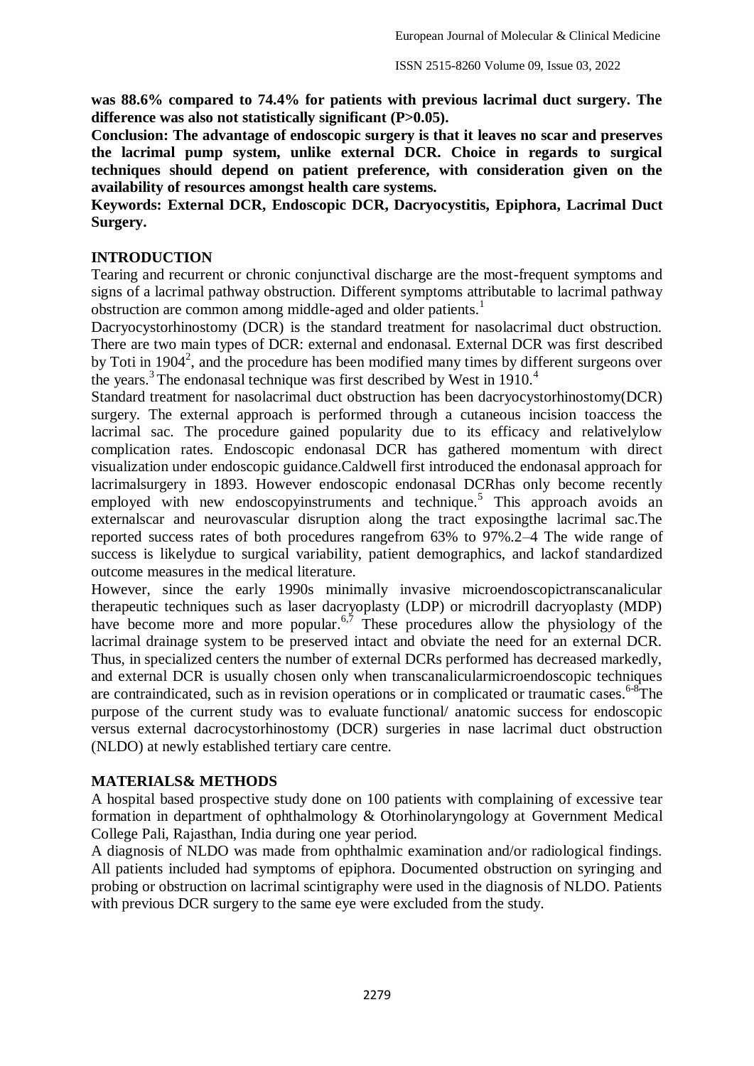**was 88.6% compared to 74.4% for patients with previous lacrimal duct surgery. The difference was also not statistically significant (P>0.05).**

**Conclusion: The advantage of endoscopic surgery is that it leaves no scar and preserves the lacrimal pump system, unlike external DCR. Choice in regards to surgical techniques should depend on patient preference, with consideration given on the availability of resources amongst health care systems.**

**Keywords: External DCR, Endoscopic DCR, Dacryocystitis, Epiphora, Lacrimal Duct Surgery.**

## INTRODUCTION

Tearing and recurrent or chronic conjunctival discharge are the most-frequent symptoms and signs of a lacrimal pathway obstruction. Different symptoms attributable to lacrimal pathway obstruction are common among middle-aged and older patients.[1]

Dacryocystorhinostomy (DCR) is the standard treatment for nasolacrimal duct obstruction. There are two main types of DCR: external and endonasal. External DCR was first described by Toti in 1904[2], and the procedure has been modified many times by different surgeons over the years.[3] The endonasal technique was first described by West in 1910.[4]

Standard treatment for nasolacrimal duct obstruction has been dacryocystorhinostomy(DCR) surgery. The external approach is performed through a cutaneous incision toaccess the lacrimal sac. The procedure gained popularity due to its efficacy and relativelylow complication rates. Endoscopic endonasal DCR has gathered momentum with direct visualization under endoscopic guidance.Caldwell first introduced the endonasal approach for lacrimalsurgery in 1893. However endoscopic endonasal DCRhas only become recently employed with new endoscopyinstruments and technique.[5] This approach avoids an externalscar and neurovascular disruption along the tract exposingthe lacrimal sac.The reported success rates of both procedures rangefrom 63% to 97%.2–4 The wide range of success is likelydue to surgical variability, patient demographics, and lackof standardized outcome measures in the medical literature.

However, since the early 1990s minimally invasive microendoscopictranscanalicular therapeutic techniques such as laser dacryoplasty (LDP) or microdrill dacryoplasty (MDP) have become more and more popular.[6,7] These procedures allow the physiology of the lacrimal drainage system to be preserved intact and obviate the need for an external DCR. Thus, in specialized centers the number of external DCRs performed has decreased markedly, and external DCR is usually chosen only when transcanalicularmicroendoscopic techniques are contraindicated, such as in revision operations or in complicated or traumatic cases.[6-8]The purpose of the current study was to evaluate functional/ anatomic success for endoscopic versus external dacrocystorhinostomy (DCR) surgeries in nase lacrimal duct obstruction (NLDO) at newly established tertiary care centre.

## MATERIALS& METHODS

A hospital based prospective study done on 100 patients with complaining of excessive tear formation in department of ophthalmology & Otorhinolaryngology at Government Medical College Pali, Rajasthan, India during one year period.

A diagnosis of NLDO was made from ophthalmic examination and/or radiological findings. All patients included had symptoms of epiphora. Documented obstruction on syringing and probing or obstruction on lacrimal scintigraphy were used in the diagnosis of NLDO. Patients with previous DCR surgery to the same eye were excluded from the study.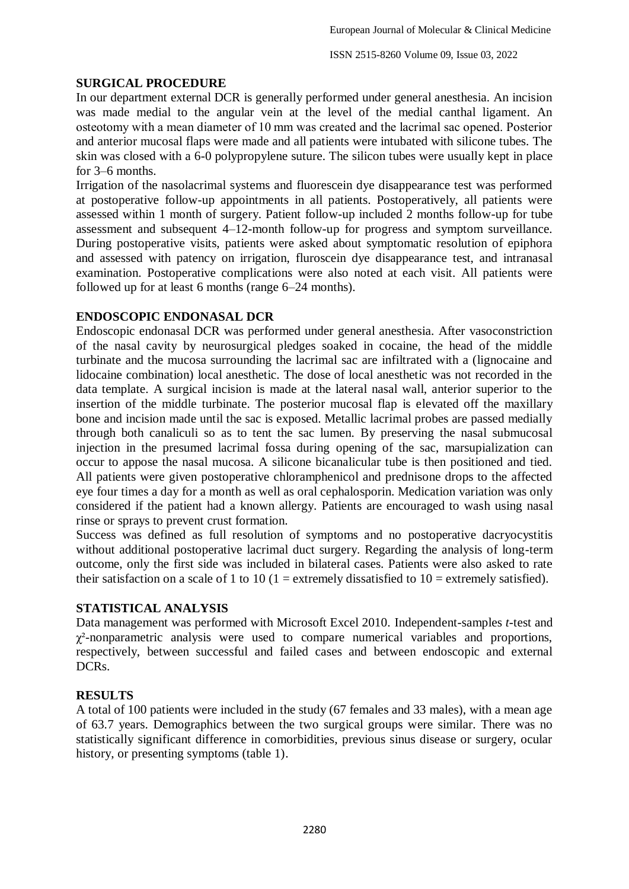## SURGICAL PROCEDURE

In our department external DCR is generally performed under general anesthesia. An incision was made medial to the angular vein at the level of the medial canthal ligament. An osteotomy with a mean diameter of 10 mm was created and the lacrimal sac opened. Posterior and anterior mucosal flaps were made and all patients were intubated with silicone tubes. The skin was closed with a 6-0 polypropylene suture. The silicon tubes were usually kept in place for 3–6 months.

Irrigation of the nasolacrimal systems and fluorescein dye disappearance test was performed at postoperative follow-up appointments in all patients. Postoperatively, all patients were assessed within 1 month of surgery. Patient follow-up included 2 months follow-up for tube assessment and subsequent 4–12-month follow-up for progress and symptom surveillance. During postoperative visits, patients were asked about symptomatic resolution of epiphora and assessed with patency on irrigation, fluroscein dye disappearance test, and intranasal examination. Postoperative complications were also noted at each visit. All patients were followed up for at least 6 months (range 6–24 months).

## ENDOSCOPIC ENDONASAL DCR

Endoscopic endonasal DCR was performed under general anesthesia. After vasoconstriction of the nasal cavity by neurosurgical pledges soaked in cocaine, the head of the middle turbinate and the mucosa surrounding the lacrimal sac are infiltrated with a (lignocaine and lidocaine combination) local anesthetic. The dose of local anesthetic was not recorded in the data template. A surgical incision is made at the lateral nasal wall, anterior superior to the insertion of the middle turbinate. The posterior mucosal flap is elevated off the maxillary bone and incision made until the sac is exposed. Metallic lacrimal probes are passed medially through both canaliculi so as to tent the sac lumen. By preserving the nasal submucosal injection in the presumed lacrimal fossa during opening of the sac, marsupialization can occur to appose the nasal mucosa. A silicone bicanalicular tube is then positioned and tied. All patients were given postoperative chloramphenicol and prednisone drops to the affected eye four times a day for a month as well as oral cephalosporin. Medication variation was only considered if the patient had a known allergy. Patients are encouraged to wash using nasal rinse or sprays to prevent crust formation.

Success was defined as full resolution of symptoms and no postoperative dacryocystitis without additional postoperative lacrimal duct surgery. Regarding the analysis of long-term outcome, only the first side was included in bilateral cases. Patients were also asked to rate their satisfaction on a scale of 1 to 10 (1 = extremely dissatisfied to 10 = extremely satisfied).

## STATISTICAL ANALYSIS

Data management was performed with Microsoft Excel 2010. Independent-samples *t*-test and $\chi^2$-nonparametric analysis were used to compare numerical variables and proportions, respectively, between successful and failed cases and between endoscopic and external DCRs.

## RESULTS

A total of 100 patients were included in the study (67 females and 33 males), with a mean age of 63.7 years. Demographics between the two surgical groups were similar. There was no statistically significant difference in comorbidities, previous sinus disease or surgery, ocular history, or presenting symptoms (table 1).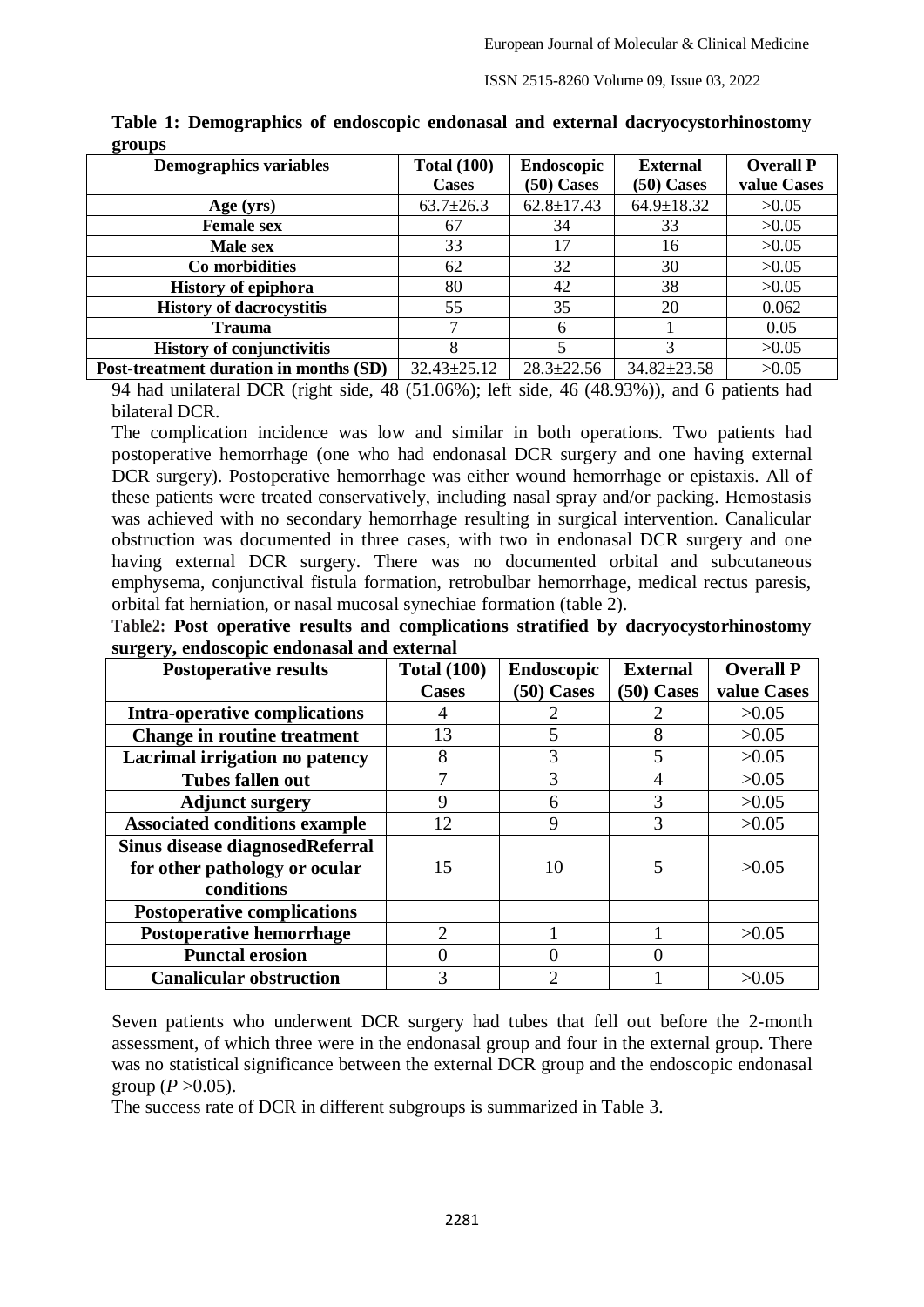**Table 1: Demographics of endoscopic endonasal and external dacryocystorhinostomy groups**

| Demographics variables | Total (100) Cases | Endoscopic (50) Cases | External (50) Cases | Overall P value Cases |
|---|---|---|---|---|
| Age (yrs) | 63.7±26.3 | 62.8±17.43 | 64.9±18.32 | >0.05 |
| Female sex | 67 | 34 | 33 | >0.05 |
| Male sex | 33 | 17 | 16 | >0.05 |
| Co morbidities | 62 | 32 | 30 | >0.05 |
| History of epiphora | 80 | 42 | 38 | >0.05 |
| History of dacrocystitis | 55 | 35 | 20 | 0.062 |
| Trauma | 7 | 6 | 1 | 0.05 |
| History of conjunctivitis | 8 | 5 | 3 | >0.05 |
| Post-treatment duration in months (SD) | 32.43±25.12 | 28.3±22.56 | 34.82±23.58 | >0.05 |

94 had unilateral DCR (right side, 48 (51.06%); left side, 46 (48.93%)), and 6 patients had bilateral DCR.

The complication incidence was low and similar in both operations. Two patients had postoperative hemorrhage (one who had endonasal DCR surgery and one having external DCR surgery). Postoperative hemorrhage was either wound hemorrhage or epistaxis. All of these patients were treated conservatively, including nasal spray and/or packing. Hemostasis was achieved with no secondary hemorrhage resulting in surgical intervention. Canalicular obstruction was documented in three cases, with two in endonasal DCR surgery and one having external DCR surgery. There was no documented orbital and subcutaneous emphysema, conjunctival fistula formation, retrobulbar hemorrhage, medical rectus paresis, orbital fat herniation, or nasal mucosal synechiae formation (table 2).

**Table2: Post operative results and complications stratified by dacryocystorhinostomy surgery, endoscopic endonasal and external**

| Postoperative results | Total (100) Cases | Endoscopic (50) Cases | External (50) Cases | Overall P value Cases |
|---|---|---|---|---|
| Intra-operative complications | 4 | 2 | 2 | >0.05 |
| Change in routine treatment | 13 | 5 | 8 | >0.05 |
| Lacrimal irrigation no patency | 8 | 3 | 5 | >0.05 |
| Tubes fallen out | 7 | 3 | 4 | >0.05 |
| Adjunct surgery | 9 | 6 | 3 | >0.05 |
| Associated conditions example | 12 | 9 | 3 | >0.05 |
| Sinus disease diagnosedReferral for other pathology or ocular conditions | 15 | 10 | 5 | >0.05 |
| Postoperative complications | | | | |
| Postoperative hemorrhage | 2 | 1 | 1 | >0.05 |
| Punctal erosion | 0 | 0 | 0 | |
| Canalicular obstruction | 3 | 2 | 1 | >0.05 |

Seven patients who underwent DCR surgery had tubes that fell out before the 2-month assessment, of which three were in the endonasal group and four in the external group. There was no statistical significance between the external DCR group and the endoscopic endonasal group ($P > 0.05$).

The success rate of DCR in different subgroups is summarized in Table 3.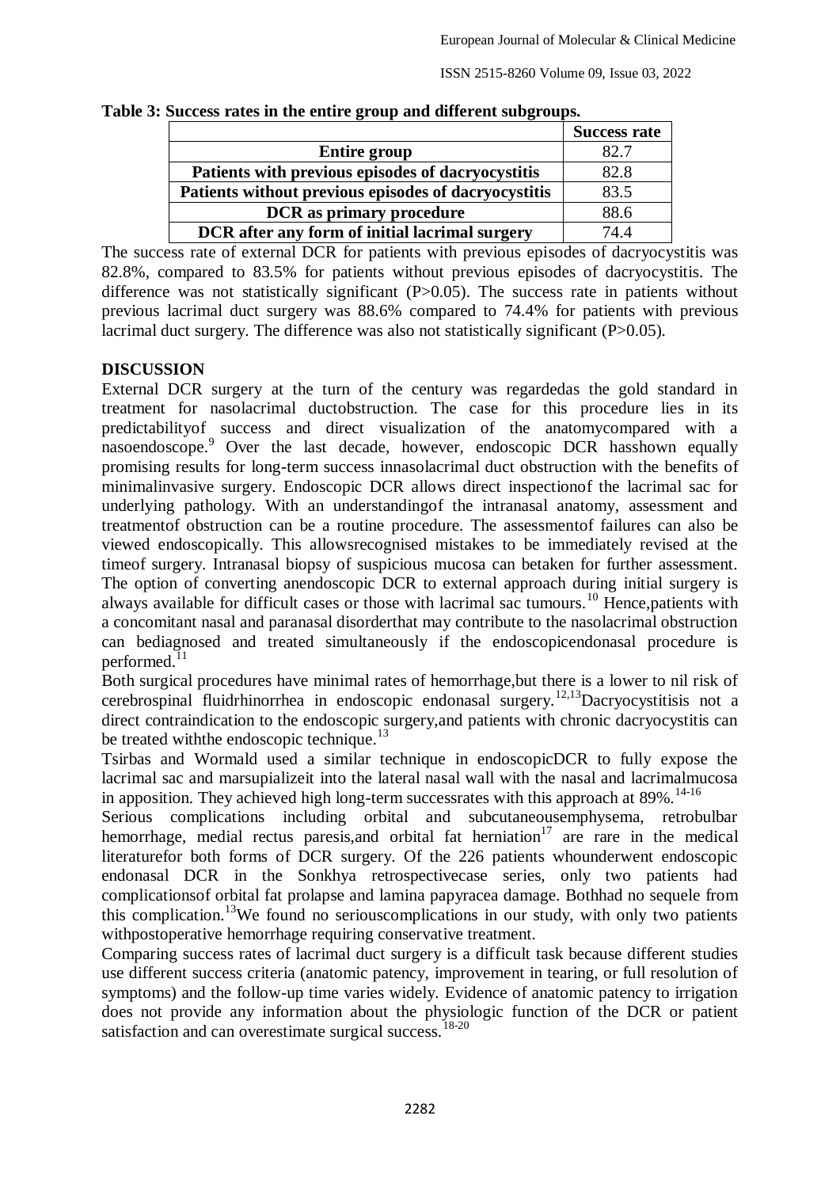**Table 3: Success rates in the entire group and different subgroups.**

| | Success rate |
|---|---|
| **Entire group** | 82.7 |
| **Patients with previous episodes of dacryocystitis** | 82.8 |
| **Patients without previous episodes of dacryocystitis** | 83.5 |
| **DCR as primary procedure** | 88.6 |
| **DCR after any form of initial lacrimal surgery** | 74.4 |

The success rate of external DCR for patients with previous episodes of dacryocystitis was 82.8%, compared to 83.5% for patients without previous episodes of dacryocystitis. The difference was not statistically significant (P>0.05). The success rate in patients without previous lacrimal duct surgery was 88.6% compared to 74.4% for patients with previous lacrimal duct surgery. The difference was also not statistically significant (P>0.05).

## DISCUSSION

External DCR surgery at the turn of the century was regardedas the gold standard in treatment for nasolacrimal ductobstruction. The case for this procedure lies in its predictabilityof success and direct visualization of the anatomycompared with a nasoendoscope.[9] Over the last decade, however, endoscopic DCR hasshown equally promising results for long-term success innasolacrimal duct obstruction with the benefits of minimalinvasive surgery. Endoscopic DCR allows direct inspectionof the lacrimal sac for underlying pathology. With an understandingof the intranasal anatomy, assessment and treatmentof obstruction can be a routine procedure. The assessmentof failures can also be viewed endoscopically. This allowsrecognised mistakes to be immediately revised at the timeof surgery. Intranasal biopsy of suspicious mucosa can betaken for further assessment. The option of converting anendoscopic DCR to external approach during initial surgery is always available for difficult cases or those with lacrimal sac tumours.[10] Hence,patients with a concomitant nasal and paranasal disorderthat may contribute to the nasolacrimal obstruction can bediagnosed and treated simultaneously if the endoscopicendonasal procedure is performed.[11]

Both surgical procedures have minimal rates of hemorrhage,but there is a lower to nil risk of cerebrospinal fluidrhinorrhea in endoscopic endonasal surgery.[12,13]Dacryocystitisis not a direct contraindication to the endoscopic surgery,and patients with chronic dacryocystitis can be treated withthe endoscopic technique.[13]

Tsirbas and Wormald used a similar technique in endoscopicDCR to fully expose the lacrimal sac and marsupializeit into the lateral nasal wall with the nasal and lacrimalmucosa in apposition. They achieved high long-term successrates with this approach at 89%.[14-16]

Serious complications including orbital and subcutaneousemphysema, retrobulbar hemorrhage, medial rectus paresis,and orbital fat herniation[17] are rare in the medical literaturefor both forms of DCR surgery. Of the 226 patients whounderwent endoscopic endonasal DCR in the Sonkhya retrospectivecase series, only two patients had complicationsof orbital fat prolapse and lamina papyracea damage. Bothhad no sequele from this complication.[13]We found no seriouscomplications in our study, with only two patients withpostoperative hemorrhage requiring conservative treatment.

Comparing success rates of lacrimal duct surgery is a difficult task because different studies use different success criteria (anatomic patency, improvement in tearing, or full resolution of symptoms) and the follow-up time varies widely. Evidence of anatomic patency to irrigation does not provide any information about the physiologic function of the DCR or patient satisfaction and can overestimate surgical success.[18-20]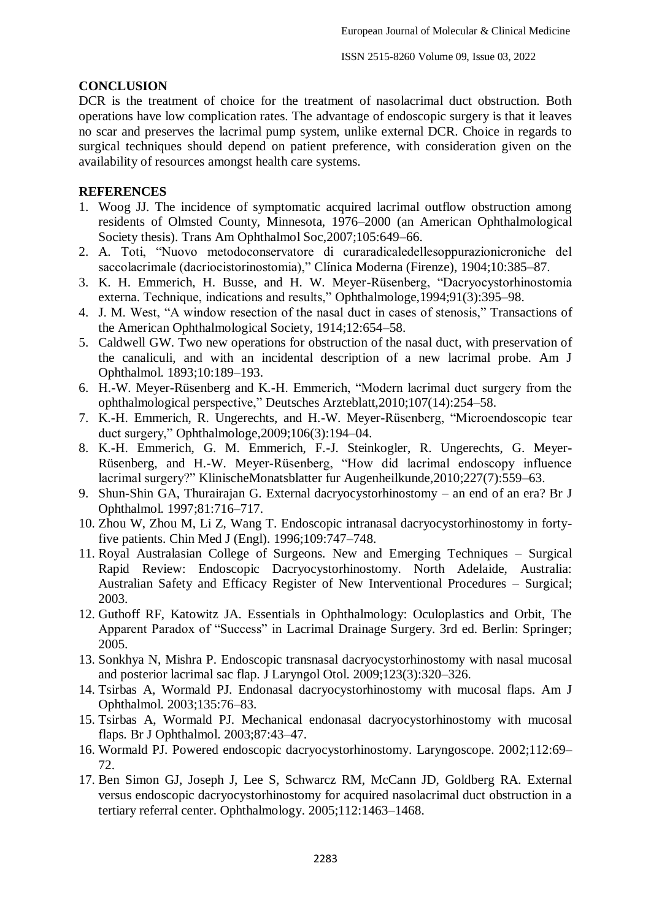## CONCLUSION

DCR is the treatment of choice for the treatment of nasolacrimal duct obstruction. Both operations have low complication rates. The advantage of endoscopic surgery is that it leaves no scar and preserves the lacrimal pump system, unlike external DCR. Choice in regards to surgical techniques should depend on patient preference, with consideration given on the availability of resources amongst health care systems.

## REFERENCES

1. Woog JJ. The incidence of symptomatic acquired lacrimal outflow obstruction among residents of Olmsted County, Minnesota, 1976–2000 (an American Ophthalmological Society thesis). Trans Am Ophthalmol Soc,2007;105:649–66.
2. A. Toti, "Nuovo metodoconservatore di curararadicaledellesoppurazionicroniche del saccolacrimale (dacriocistorinostomia)," Clínica Moderna (Firenze), 1904;10:385–87.
3. K. H. Emmerich, H. Busse, and H. W. Meyer-Rüsenberg, "Dacryocystorhinostomia externa. Technique, indications and results," Ophthalmologe,1994;91(3):395–98.
4. J. M. West, "A window resection of the nasal duct in cases of stenosis," Transactions of the American Ophthalmological Society, 1914;12:654–58.
5. Caldwell GW. Two new operations for obstruction of the nasal duct, with preservation of the canaliculi, and with an incidental description of a new lacrimal probe. Am J Ophthalmol. 1893;10:189–193.
6. H.-W. Meyer-Rüsenberg and K.-H. Emmerich, "Modern lacrimal duct surgery from the ophthalmological perspective," Deutsches Arzteblatt,2010;107(14):254–58.
7. K.-H. Emmerich, R. Ungerechts, and H.-W. Meyer-Rüsenberg, "Microendoscopic tear duct surgery," Ophthalmologe,2009;106(3):194–04.
8. K.-H. Emmerich, G. M. Emmerich, F.-J. Steinkogler, R. Ungerechts, G. Meyer-Rüsenberg, and H.-W. Meyer-Rüsenberg, "How did lacrimal endoscopy influence lacrimal surgery?" KlinischeMonatsblatter fur Augenheilkunde,2010;227(7):559–63.
9. Shun-Shin GA, Thurairajan G. External dacryocystorhinostomy – an end of an era? Br J Ophthalmol. 1997;81:716–717.
10. Zhou W, Zhou M, Li Z, Wang T. Endoscopic intranasal dacryocystorhinostomy in forty-five patients. Chin Med J (Engl). 1996;109:747–748.
11. Royal Australasian College of Surgeons. New and Emerging Techniques – Surgical Rapid Review: Endoscopic Dacryocystorhinostomy. North Adelaide, Australia: Australian Safety and Efficacy Register of New Interventional Procedures – Surgical; 2003.
12. Guthoff RF, Katowitz JA. Essentials in Ophthalmology: Oculoplastics and Orbit, The Apparent Paradox of "Success" in Lacrimal Drainage Surgery. 3rd ed. Berlin: Springer; 2005.
13. Sonkhya N, Mishra P. Endoscopic transnasal dacryocystorhinostomy with nasal mucosal and posterior lacrimal sac flap. J Laryngol Otol. 2009;123(3):320–326.
14. Tsirbas A, Wormald PJ. Endonasal dacryocystorhinostomy with mucosal flaps. Am J Ophthalmol. 2003;135:76–83.
15. Tsirbas A, Wormald PJ. Mechanical endonasal dacryocystorhinostomy with mucosal flaps. Br J Ophthalmol. 2003;87:43–47.
16. Wormald PJ. Powered endoscopic dacryocystorhinostomy. Laryngoscope. 2002;112:69–72.
17. Ben Simon GJ, Joseph J, Lee S, Schwarcz RM, McCann JD, Goldberg RA. External versus endoscopic dacryocystorhinostomy for acquired nasolacrimal duct obstruction in a tertiary referral center. Ophthalmology. 2005;112:1463–1468.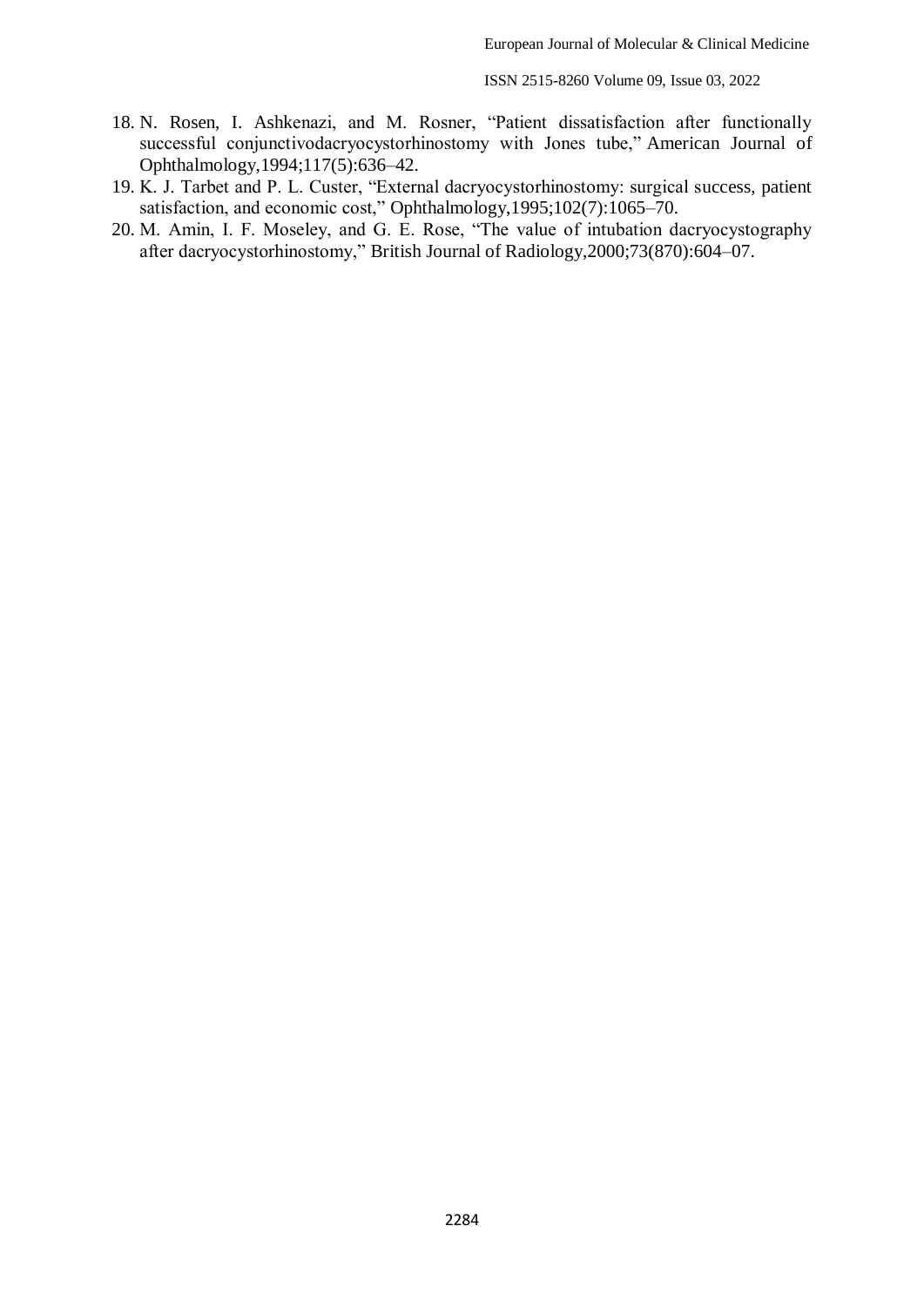18. N. Rosen, I. Ashkenazi, and M. Rosner, “Patient dissatisfaction after functionally successful conjunctivodacryocystorhinostomy with Jones tube,” American Journal of Ophthalmology,1994;117(5):636–42.
19. K. J. Tarbet and P. L. Custer, “External dacryocystorhinostomy: surgical success, patient satisfaction, and economic cost,” Ophthalmology,1995;102(7):1065–70.
20. M. Amin, I. F. Moseley, and G. E. Rose, “The value of intubation dacryocystography after dacryocystorhinostomy,” British Journal of Radiology,2000;73(870):604–07.